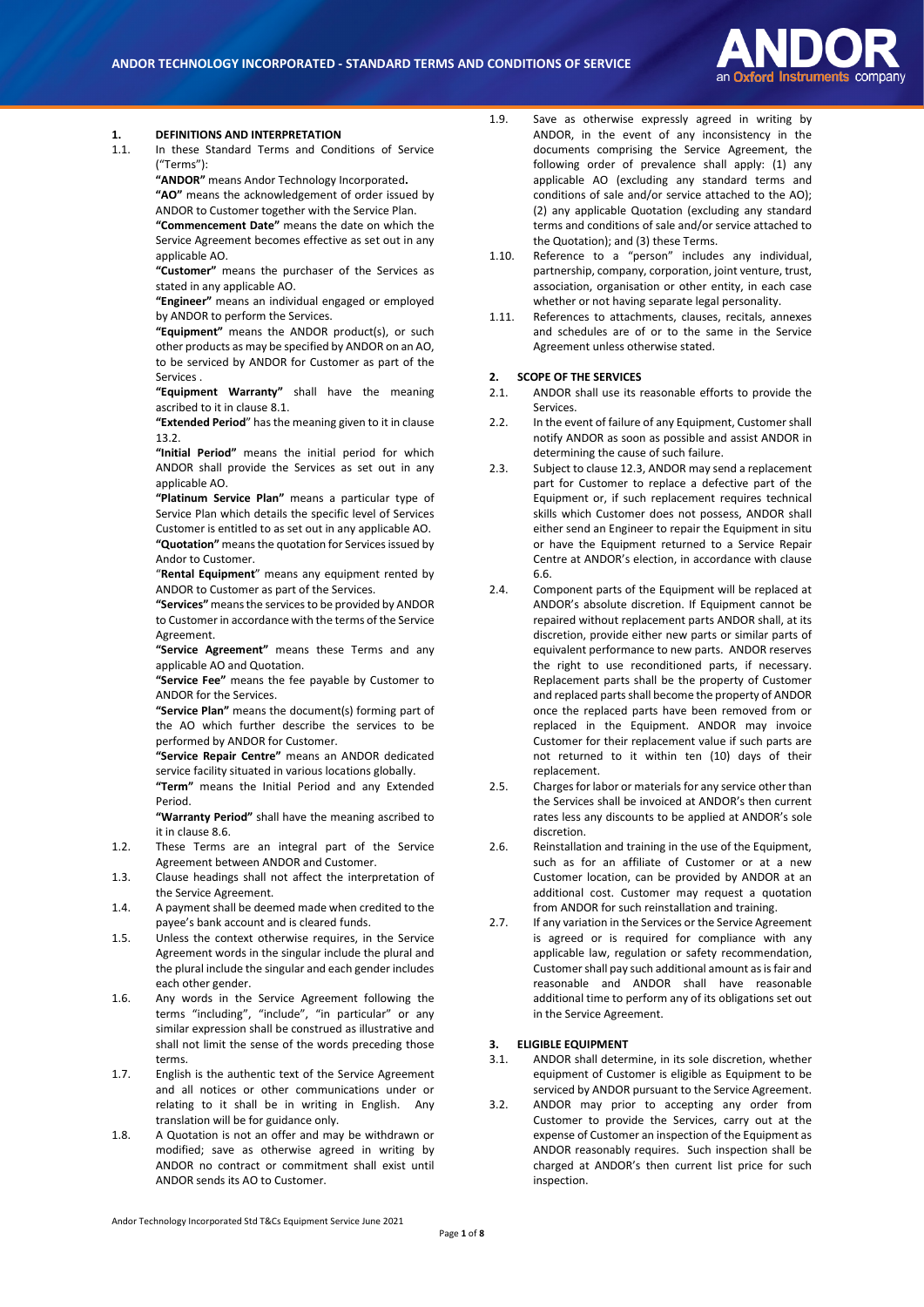# ANDOR TECHNOLOGY INCORPORATED - STANDARD TERMS AND CONDITIONS OF SERVICE

## 1. DEFINITIONS AND INTERPRETATION

1.1. In these Standard Terms and Conditions of Service ("Terms"):

**"ANDOR"** means Andor Technology Incorporated**.**

**"AO"** means the acknowledgement of order issued by ANDOR to Customer together with the Service Plan.

**"Commencement Date"** means the date on which the Service Agreement becomes effective as set out in any applicable AO.

**"Customer"** means the purchaser of the Services as stated in any applicable AO.

**"Engineer"** means an individual engaged or employed by ANDOR to perform the Services.

**"Equipment"** means the ANDOR product(s), or such other products as may be specified by ANDOR on an AO, to be serviced by ANDOR for Customer as part of the Services .

**"Equipment Warranty"** shall have the meaning ascribed to it in clause 8.1.

**"Extended Period"** has the meaning given to it in clause 13.2.

**"Initial Period"** means the initial period for which ANDOR shall provide the Services as set out in any applicable AO.

**"Platinum Service Plan"** means a particular type of Service Plan which details the specific level of Services Customer is entitled to as set out in any applicable AO.

**"Quotation"** means the quotation for Services issued by Andor to Customer.

"**Rental Equipment**" means any equipment rented by ANDOR to Customer as part of the Services.

**"Services"** means the services to be provided by ANDOR to Customer in accordance with the terms of the Service Agreement.

**"Service Agreement"** means these Terms and any applicable AO and Quotation.

**"Service Fee"** means the fee payable by Customer to ANDOR for the Services.

**"Service Plan"** means the document(s) forming part of the AO which further describe the services to be performed by ANDOR for Customer.

**"Service Repair Centre"** means an ANDOR dedicated service facility situated in various locations globally.

**"Term"** means the Initial Period and any Extended Period.

**"Warranty Period"** shall have the meaning ascribed to it in clause 8.6.

1.2. These Terms are an integral part of the Service Agreement between ANDOR and Customer.

1.3. Clause headings shall not affect the interpretation of the Service Agreement.

1.4. A payment shall be deemed made when credited to the payee's bank account and is cleared funds.

1.5. Unless the context otherwise requires, in the Service Agreement words in the singular include the plural and the plural include the singular and each gender includes each other gender.

1.6. Any words in the Service Agreement following the terms "including", "include", "in particular" or any similar expression shall be construed as illustrative and shall not limit the sense of the words preceding those terms.

1.7. English is the authentic text of the Service Agreement and all notices or other communications under or relating to it shall be in writing in English. Any translation will be for guidance only.

1.8. A Quotation is not an offer and may be withdrawn or modified; save as otherwise agreed in writing by ANDOR no contract or commitment shall exist until ANDOR sends its AO to Customer.

1.9. Save as otherwise expressly agreed in writing by ANDOR, in the event of any inconsistency in the documents comprising the Service Agreement, the following order of prevalence shall apply: (1) any applicable AO (excluding any standard terms and conditions of sale and/or service attached to the AO); (2) any applicable Quotation (excluding any standard terms and conditions of sale and/or service attached to the Quotation); and (3) these Terms.

1.10. Reference to a "person" includes any individual, partnership, company, corporation, joint venture, trust, association, organisation or other entity, in each case whether or not having separate legal personality.

1.11. References to attachments, clauses, recitals, annexes and schedules are of or to the same in the Service Agreement unless otherwise stated.

## 2. SCOPE OF THE SERVICES

2.1. ANDOR shall use its reasonable efforts to provide the Services.

2.2. In the event of failure of any Equipment, Customer shall notify ANDOR as soon as possible and assist ANDOR in determining the cause of such failure.

2.3. Subject to clause 12.3, ANDOR may send a replacement part for Customer to replace a defective part of the Equipment or, if such replacement requires technical skills which Customer does not possess, ANDOR shall either send an Engineer to repair the Equipment in situ or have the Equipment returned to a Service Repair Centre at ANDOR's election, in accordance with clause 6.6.

2.4. Component parts of the Equipment will be replaced at ANDOR's absolute discretion. If Equipment cannot be repaired without replacement parts ANDOR shall, at its discretion, provide either new parts or similar parts of equivalent performance to new parts. ANDOR reserves the right to use reconditioned parts, if necessary. Replacement parts shall be the property of Customer and replaced parts shall become the property of ANDOR once the replaced parts have been removed from or replaced in the Equipment. ANDOR may invoice Customer for their replacement value if such parts are not returned to it within ten (10) days of their replacement.

2.5. Charges for labor or materials for any service other than the Services shall be invoiced at ANDOR's then current rates less any discounts to be applied at ANDOR's sole discretion.

2.6. Reinstallation and training in the use of the Equipment, such as for an affiliate of Customer or at a new Customer location, can be provided by ANDOR at an additional cost. Customer may request a quotation from ANDOR for such reinstallation and training.

2.7. If any variation in the Services or the Service Agreement is agreed or is required for compliance with any applicable law, regulation or safety recommendation, Customer shall pay such additional amount as is fair and reasonable and ANDOR shall have reasonable additional time to perform any of its obligations set out in the Service Agreement.

## 3. ELIGIBLE EQUIPMENT

3.1. ANDOR shall determine, in its sole discretion, whether equipment of Customer is eligible as Equipment to be serviced by ANDOR pursuant to the Service Agreement.

3.2. ANDOR may prior to accepting any order from Customer to provide the Services, carry out at the expense of Customer an inspection of the Equipment as ANDOR reasonably requires. Such inspection shall be charged at ANDOR's then current list price for such inspection.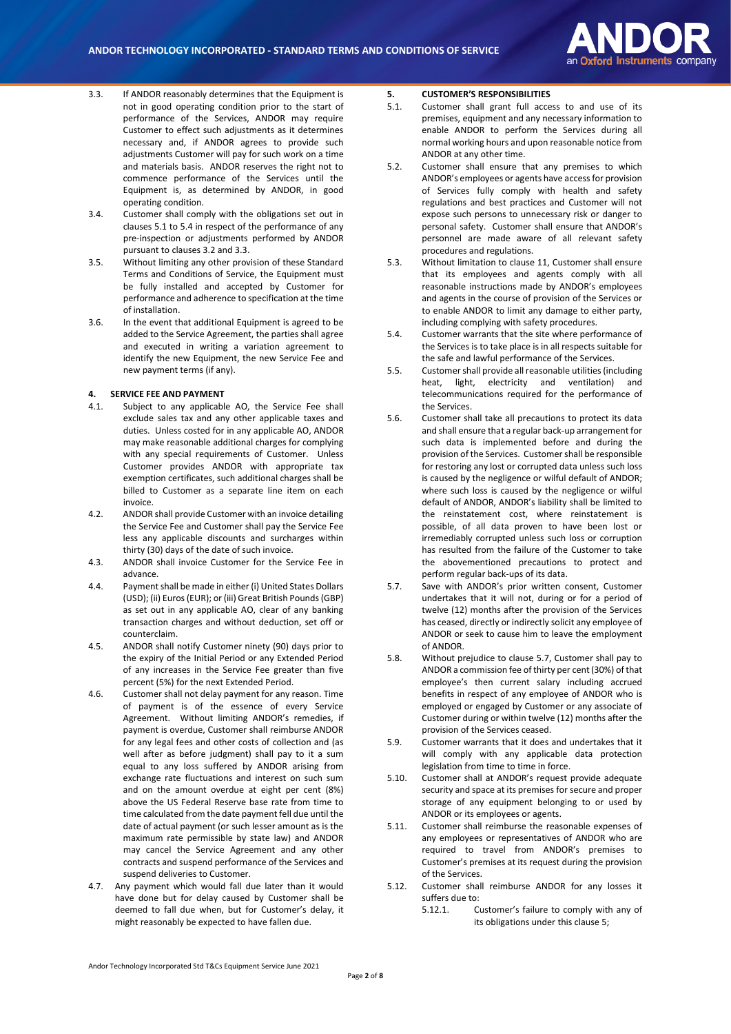3.3. If ANDOR reasonably determines that the Equipment is not in good operating condition prior to the start of performance of the Services, ANDOR may require Customer to effect such adjustments as it determines necessary and, if ANDOR agrees to provide such adjustments Customer will pay for such work on a time and materials basis. ANDOR reserves the right not to commence performance of the Services until the Equipment is, as determined by ANDOR, in good operating condition.

3.4. Customer shall comply with the obligations set out in clauses 5.1 to 5.4 in respect of the performance of any pre-inspection or adjustments performed by ANDOR pursuant to clauses 3.2 and 3.3.

3.5. Without limiting any other provision of these Standard Terms and Conditions of Service, the Equipment must be fully installed and accepted by Customer for performance and adherence to specification at the time of installation.

3.6. In the event that additional Equipment is agreed to be added to the Service Agreement, the parties shall agree and executed in writing a variation agreement to identify the new Equipment, the new Service Fee and new payment terms (if any).

## 4. SERVICE FEE AND PAYMENT

4.1. Subject to any applicable AO, the Service Fee shall exclude sales tax and any other applicable taxes and duties. Unless costed for in any applicable AO, ANDOR may make reasonable additional charges for complying with any special requirements of Customer. Unless Customer provides ANDOR with appropriate tax exemption certificates, such additional charges shall be billed to Customer as a separate line item on each invoice.

4.2. ANDOR shall provide Customer with an invoice detailing the Service Fee and Customer shall pay the Service Fee less any applicable discounts and surcharges within thirty (30) days of the date of such invoice.

4.3. ANDOR shall invoice Customer for the Service Fee in advance.

4.4. Payment shall be made in either (i) United States Dollars (USD); (ii) Euros (EUR); or (iii) Great British Pounds (GBP) as set out in any applicable AO, clear of any banking transaction charges and without deduction, set off or counterclaim.

4.5. ANDOR shall notify Customer ninety (90) days prior to the expiry of the Initial Period or any Extended Period of any increases in the Service Fee greater than five percent (5%) for the next Extended Period.

4.6. Customer shall not delay payment for any reason. Time of payment is of the essence of every Service Agreement. Without limiting ANDOR's remedies, if payment is overdue, Customer shall reimburse ANDOR for any legal fees and other costs of collection and (as well after as before judgment) shall pay to it a sum equal to any loss suffered by ANDOR arising from exchange rate fluctuations and interest on such sum and on the amount overdue at eight per cent (8%) above the US Federal Reserve base rate from time to time calculated from the date payment fell due until the date of actual payment (or such lesser amount as is the maximum rate permissible by state law) and ANDOR may cancel the Service Agreement and any other contracts and suspend performance of the Services and suspend deliveries to Customer.

4.7. Any payment which would fall due later than it would have done but for delay caused by Customer shall be deemed to fall due when, but for Customer's delay, it might reasonably be expected to have fallen due.

## 5. CUSTOMER'S RESPONSIBILITIES

5.1. Customer shall grant full access to and use of its premises, equipment and any necessary information to enable ANDOR to perform the Services during all normal working hours and upon reasonable notice from ANDOR at any other time.

5.2. Customer shall ensure that any premises to which ANDOR's employees or agents have access for provision of Services fully comply with health and safety regulations and best practices and Customer will not expose such persons to unnecessary risk or danger to personal safety. Customer shall ensure that ANDOR's personnel are made aware of all relevant safety procedures and regulations.

5.3. Without limitation to clause 11, Customer shall ensure that its employees and agents comply with all reasonable instructions made by ANDOR's employees and agents in the course of provision of the Services or to enable ANDOR to limit any damage to either party, including complying with safety procedures.

5.4. Customer warrants that the site where performance of the Services is to take place is in all respects suitable for the safe and lawful performance of the Services.

5.5. Customer shall provide all reasonable utilities (including heat, light, electricity and ventilation) and telecommunications required for the performance of the Services.

5.6. Customer shall take all precautions to protect its data and shall ensure that a regular back-up arrangement for such data is implemented before and during the provision of the Services. Customer shall be responsible for restoring any lost or corrupted data unless such loss is caused by the negligence or wilful default of ANDOR; where such loss is caused by the negligence or wilful default of ANDOR, ANDOR's liability shall be limited to the reinstatement cost, where reinstatement is possible, of all data proven to have been lost or irremediably corrupted unless such loss or corruption has resulted from the failure of the Customer to take the abovementioned precautions to protect and perform regular back-ups of its data.

5.7. Save with ANDOR's prior written consent, Customer undertakes that it will not, during or for a period of twelve (12) months after the provision of the Services has ceased, directly or indirectly solicit any employee of ANDOR or seek to cause him to leave the employment of ANDOR.

5.8. Without prejudice to clause 5.7, Customer shall pay to ANDOR a commission fee of thirty per cent (30%) of that employee's then current salary including accrued benefits in respect of any employee of ANDOR who is employed or engaged by Customer or any associate of Customer during or within twelve (12) months after the provision of the Services ceased.

5.9. Customer warrants that it does and undertakes that it will comply with any applicable data protection legislation from time to time in force.

5.10. Customer shall at ANDOR's request provide adequate security and space at its premises for secure and proper storage of any equipment belonging to or used by ANDOR or its employees or agents.

5.11. Customer shall reimburse the reasonable expenses of any employees or representatives of ANDOR who are required to travel from ANDOR's premises to Customer's premises at its request during the provision of the Services.

5.12. Customer shall reimburse ANDOR for any losses it suffers due to:

5.12.1. Customer's failure to comply with any of its obligations under this clause 5;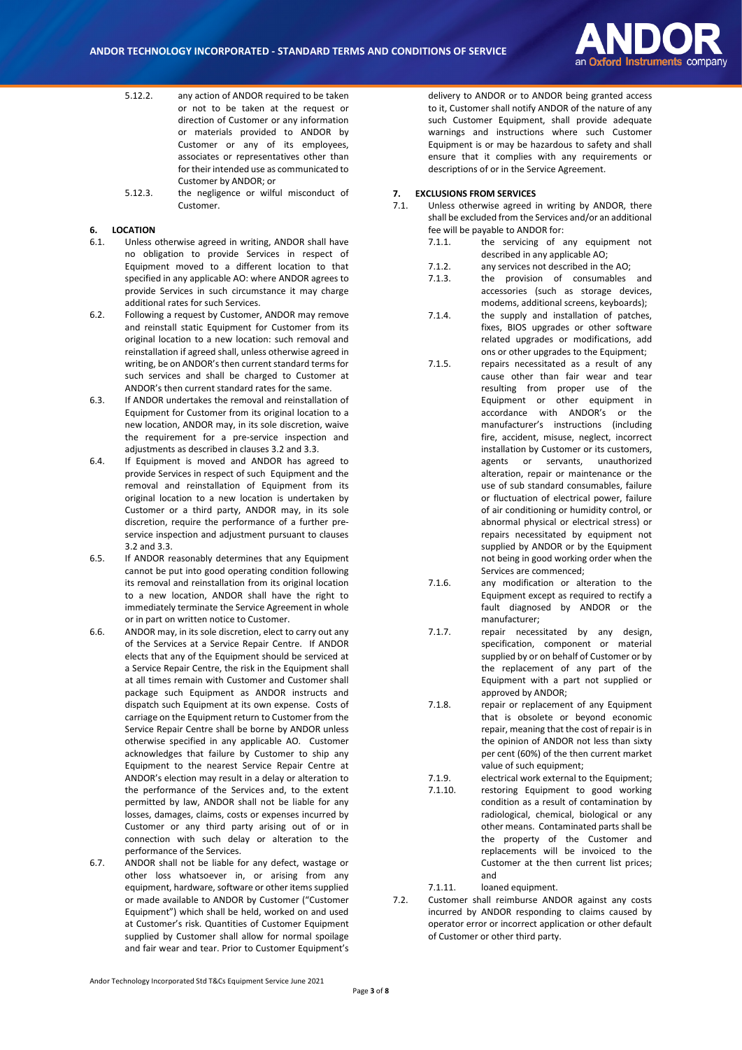5.12.2. any action of ANDOR required to be taken or not to be taken at the request or direction of Customer or any information or materials provided to ANDOR by Customer or any of its employees, associates or representatives other than for their intended use as communicated to Customer by ANDOR; or

5.12.3. the negligence or wilful misconduct of Customer.

## 6. LOCATION

6.1. Unless otherwise agreed in writing, ANDOR shall have no obligation to provide Services in respect of Equipment moved to a different location to that specified in any applicable AO: where ANDOR agrees to provide Services in such circumstance it may charge additional rates for such Services.

6.2. Following a request by Customer, ANDOR may remove and reinstall static Equipment for Customer from its original location to a new location: such removal and reinstallation if agreed shall, unless otherwise agreed in writing, be on ANDOR's then current standard terms for such services and shall be charged to Customer at ANDOR's then current standard rates for the same.

6.3. If ANDOR undertakes the removal and reinstallation of Equipment for Customer from its original location to a new location, ANDOR may, in its sole discretion, waive the requirement for a pre-service inspection and adjustments as described in clauses 3.2 and 3.3.

6.4. If Equipment is moved and ANDOR has agreed to provide Services in respect of such Equipment and the removal and reinstallation of Equipment from its original location to a new location is undertaken by Customer or a third party, ANDOR may, in its sole discretion, require the performance of a further pre-service inspection and adjustment pursuant to clauses 3.2 and 3.3.

6.5. If ANDOR reasonably determines that any Equipment cannot be put into good operating condition following its removal and reinstallation from its original location to a new location, ANDOR shall have the right to immediately terminate the Service Agreement in whole or in part on written notice to Customer.

6.6. ANDOR may, in its sole discretion, elect to carry out any of the Services at a Service Repair Centre. If ANDOR elects that any of the Equipment should be serviced at a Service Repair Centre, the risk in the Equipment shall at all times remain with Customer and Customer shall package such Equipment as ANDOR instructs and dispatch such Equipment at its own expense. Costs of carriage on the Equipment return to Customer from the Service Repair Centre shall be borne by ANDOR unless otherwise specified in any applicable AO. Customer acknowledges that failure by Customer to ship any Equipment to the nearest Service Repair Centre at ANDOR's election may result in a delay or alteration to the performance of the Services and, to the extent permitted by law, ANDOR shall not be liable for any losses, damages, claims, costs or expenses incurred by Customer or any third party arising out of or in connection with such delay or alteration to the performance of the Services.

6.7. ANDOR shall not be liable for any defect, wastage or other loss whatsoever in, or arising from any equipment, hardware, software or other items supplied or made available to ANDOR by Customer ("Customer Equipment") which shall be held, worked on and used at Customer's risk. Quantities of Customer Equipment supplied by Customer shall allow for normal spoilage and fair wear and tear. Prior to Customer Equipment's delivery to ANDOR or to ANDOR being granted access to it, Customer shall notify ANDOR of the nature of any such Customer Equipment, shall provide adequate warnings and instructions where such Customer Equipment is or may be hazardous to safety and shall ensure that it complies with any requirements or descriptions of or in the Service Agreement.

## 7. EXCLUSIONS FROM SERVICES

7.1. Unless otherwise agreed in writing by ANDOR, there shall be excluded from the Services and/or an additional fee will be payable to ANDOR for:

7.1.1. the servicing of any equipment not described in any applicable AO;

7.1.2. any services not described in the AO;

7.1.3. the provision of consumables and accessories (such as storage devices, modems, additional screens, keyboards);

7.1.4. the supply and installation of patches, fixes, BIOS upgrades or other software related upgrades or modifications, add ons or other upgrades to the Equipment;

7.1.5. repairs necessitated as a result of any cause other than fair wear and tear resulting from proper use of the Equipment or other equipment in accordance with ANDOR's or the manufacturer's instructions (including fire, accident, misuse, neglect, incorrect installation by Customer or its customers, agents or servants, unauthorized alteration, repair or maintenance or the use of sub standard consumables, failure or fluctuation of electrical power, failure of air conditioning or humidity control, or abnormal physical or electrical stress) or repairs necessitated by equipment not supplied by ANDOR or by the Equipment not being in good working order when the Services are commenced;

7.1.6. any modification or alteration to the Equipment except as required to rectify a fault diagnosed by ANDOR or the manufacturer;

7.1.7. repair necessitated by any design, specification, component or material supplied by or on behalf of Customer or by the replacement of any part of the Equipment with a part not supplied or approved by ANDOR;

7.1.8. repair or replacement of any Equipment that is obsolete or beyond economic repair, meaning that the cost of repair is in the opinion of ANDOR not less than sixty per cent (60%) of the then current market value of such equipment;

7.1.9. electrical work external to the Equipment;

7.1.10. restoring Equipment to good working condition as a result of contamination by radiological, chemical, biological or any other means. Contaminated parts shall be the property of the Customer and replacements will be invoiced to the Customer at the then current list prices; and

7.1.11. loaned equipment.

7.2. Customer shall reimburse ANDOR against any costs incurred by ANDOR responding to claims caused by operator error or incorrect application or other default of Customer or other third party.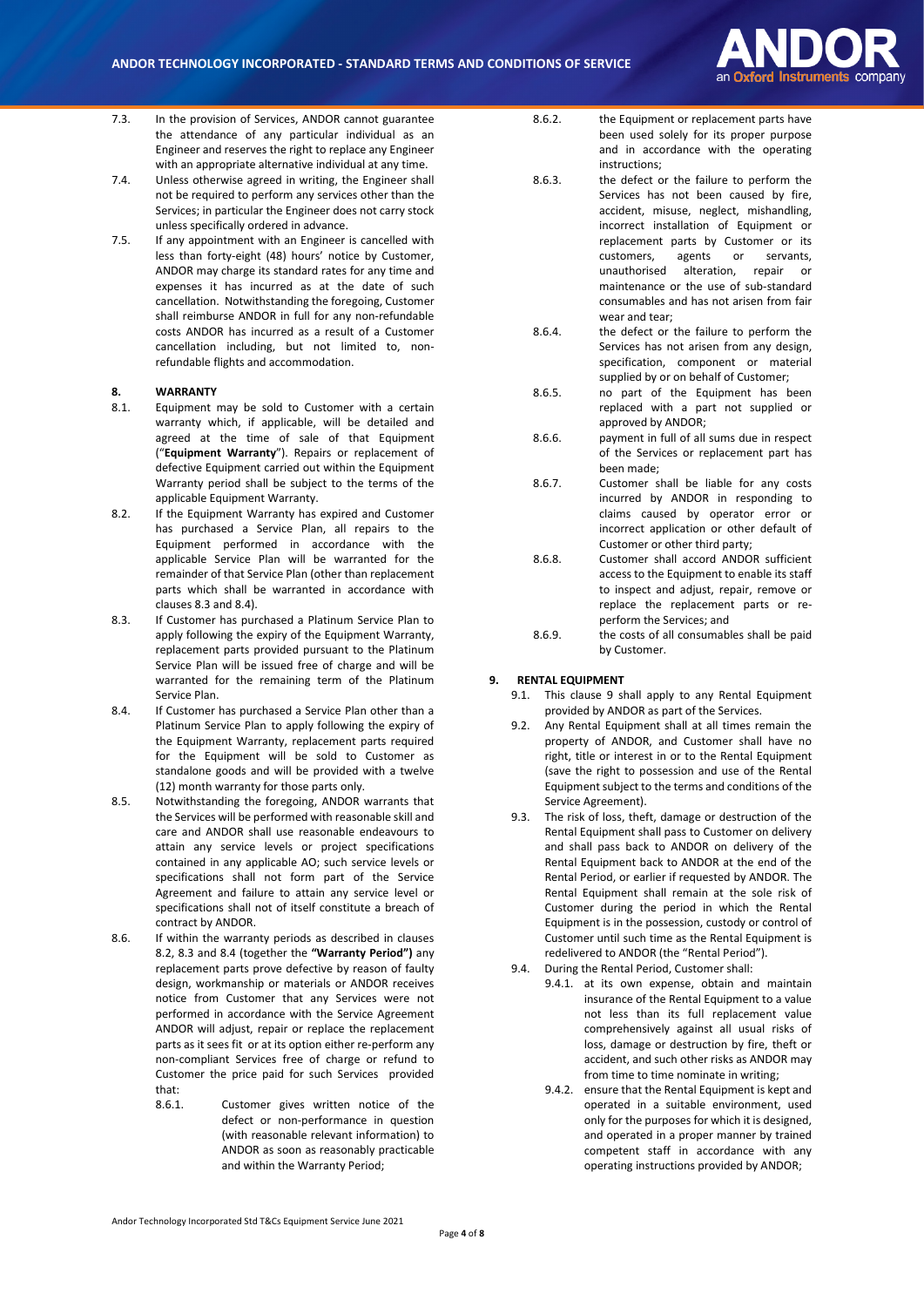7.3. In the provision of Services, ANDOR cannot guarantee the attendance of any particular individual as an Engineer and reserves the right to replace any Engineer with an appropriate alternative individual at any time.

7.4. Unless otherwise agreed in writing, the Engineer shall not be required to perform any services other than the Services; in particular the Engineer does not carry stock unless specifically ordered in advance.

7.5. If any appointment with an Engineer is cancelled with less than forty-eight (48) hours' notice by Customer, ANDOR may charge its standard rates for any time and expenses it has incurred as at the date of such cancellation. Notwithstanding the foregoing, Customer shall reimburse ANDOR in full for any non-refundable costs ANDOR has incurred as a result of a Customer cancellation including, but not limited to, non-refundable flights and accommodation.

## 8. WARRANTY

8.1. Equipment may be sold to Customer with a certain warranty which, if applicable, will be detailed and agreed at the time of sale of that Equipment ("**Equipment Warranty**"). Repairs or replacement of defective Equipment carried out within the Equipment Warranty period shall be subject to the terms of the applicable Equipment Warranty.

8.2. If the Equipment Warranty has expired and Customer has purchased a Service Plan, all repairs to the Equipment performed in accordance with the applicable Service Plan will be warranted for the remainder of that Service Plan (other than replacement parts which shall be warranted in accordance with clauses 8.3 and 8.4).

8.3. If Customer has purchased a Platinum Service Plan to apply following the expiry of the Equipment Warranty, replacement parts provided pursuant to the Platinum Service Plan will be issued free of charge and will be warranted for the remaining term of the Platinum Service Plan.

8.4. If Customer has purchased a Service Plan other than a Platinum Service Plan to apply following the expiry of the Equipment Warranty, replacement parts required for the Equipment will be sold to Customer as standalone goods and will be provided with a twelve (12) month warranty for those parts only.

8.5. Notwithstanding the foregoing, ANDOR warrants that the Services will be performed with reasonable skill and care and ANDOR shall use reasonable endeavours to attain any service levels or project specifications contained in any applicable AO; such service levels or specifications shall not form part of the Service Agreement and failure to attain any service level or specifications shall not of itself constitute a breach of contract by ANDOR.

8.6. If within the warranty periods as described in clauses 8.2, 8.3 and 8.4 (together the **"Warranty Period")** any replacement parts prove defective by reason of faulty design, workmanship or materials or ANDOR receives notice from Customer that any Services were not performed in accordance with the Service Agreement ANDOR will adjust, repair or replace the replacement parts as it sees fit or at its option either re-perform any non-compliant Services free of charge or refund to Customer the price paid for such Services provided that:

8.6.1. Customer gives written notice of the defect or non-performance in question (with reasonable relevant information) to ANDOR as soon as reasonably practicable and within the Warranty Period;

8.6.2. the Equipment or replacement parts have been used solely for its proper purpose and in accordance with the operating instructions;

8.6.3. the defect or the failure to perform the Services has not been caused by fire, accident, misuse, neglect, mishandling, incorrect installation of Equipment or replacement parts by Customer or its customers, agents or servants, unauthorised alteration, repair or maintenance or the use of sub-standard consumables and has not arisen from fair wear and tear;

8.6.4. the defect or the failure to perform the Services has not arisen from any design, specification, component or material supplied by or on behalf of Customer;

8.6.5. no part of the Equipment has been replaced with a part not supplied or approved by ANDOR;

8.6.6. payment in full of all sums due in respect of the Services or replacement part has been made;

8.6.7. Customer shall be liable for any costs incurred by ANDOR in responding to claims caused by operator error or incorrect application or other default of Customer or other third party;

8.6.8. Customer shall accord ANDOR sufficient access to the Equipment to enable its staff to inspect and adjust, repair, remove or replace the replacement parts or re-perform the Services; and

8.6.9. the costs of all consumables shall be paid by Customer.

## 9. RENTAL EQUIPMENT

9.1. This clause 9 shall apply to any Rental Equipment provided by ANDOR as part of the Services.

9.2. Any Rental Equipment shall at all times remain the property of ANDOR, and Customer shall have no right, title or interest in or to the Rental Equipment (save the right to possession and use of the Rental Equipment subject to the terms and conditions of the Service Agreement).

9.3. The risk of loss, theft, damage or destruction of the Rental Equipment shall pass to Customer on delivery and shall pass back to ANDOR on delivery of the Rental Equipment back to ANDOR at the end of the Rental Period, or earlier if requested by ANDOR. The Rental Equipment shall remain at the sole risk of Customer during the period in which the Rental Equipment is in the possession, custody or control of Customer until such time as the Rental Equipment is redelivered to ANDOR (the "Rental Period").

9.4. During the Rental Period, Customer shall:

9.4.1. at its own expense, obtain and maintain insurance of the Rental Equipment to a value not less than its full replacement value comprehensively against all usual risks of loss, damage or destruction by fire, theft or accident, and such other risks as ANDOR may from time to time nominate in writing;

9.4.2. ensure that the Rental Equipment is kept and operated in a suitable environment, used only for the purposes for which it is designed, and operated in a proper manner by trained competent staff in accordance with any operating instructions provided by ANDOR;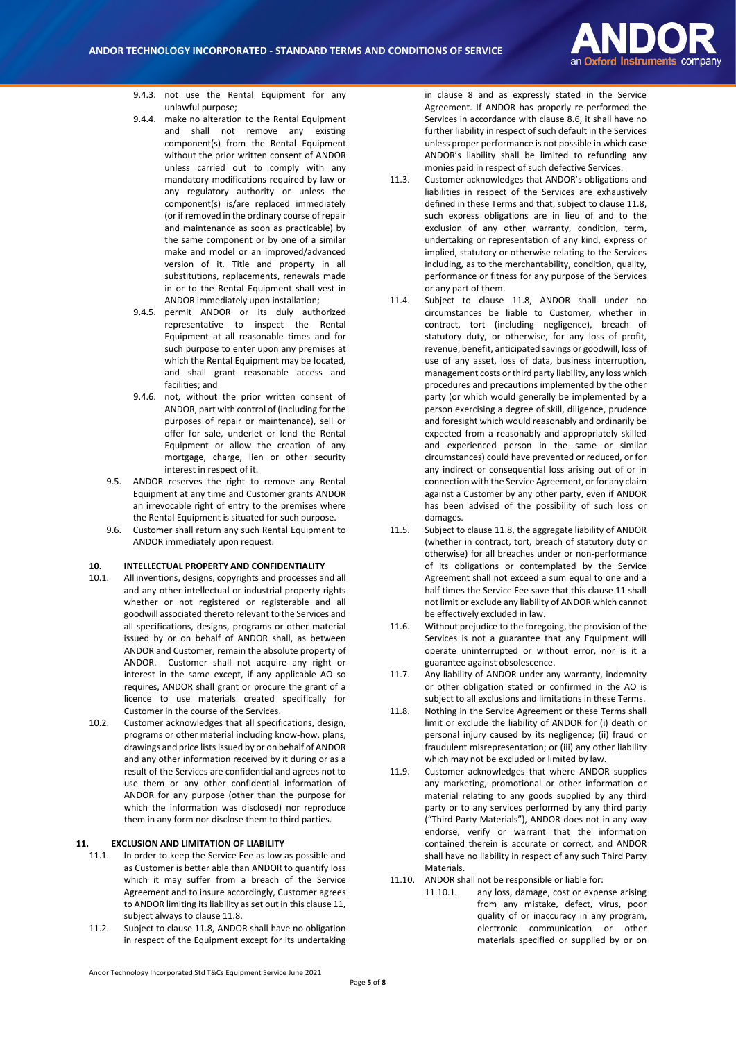9.4.3. not use the Rental Equipment for any unlawful purpose;

9.4.4. make no alteration to the Rental Equipment and shall not remove any existing component(s) from the Rental Equipment without the prior written consent of ANDOR unless carried out to comply with any mandatory modifications required by law or any regulatory authority or unless the component(s) is/are replaced immediately (or if removed in the ordinary course of repair and maintenance as soon as practicable) by the same component or by one of a similar make and model or an improved/advanced version of it. Title and property in all substitutions, replacements, renewals made in or to the Rental Equipment shall vest in ANDOR immediately upon installation;

9.4.5. permit ANDOR or its duly authorized representative to inspect the Rental Equipment at all reasonable times and for such purpose to enter upon any premises at which the Rental Equipment may be located, and shall grant reasonable access and facilities; and

9.4.6. not, without the prior written consent of ANDOR, part with control of (including for the purposes of repair or maintenance), sell or offer for sale, underlet or lend the Rental Equipment or allow the creation of any mortgage, charge, lien or other security interest in respect of it.

9.5. ANDOR reserves the right to remove any Rental Equipment at any time and Customer grants ANDOR an irrevocable right of entry to the premises where the Rental Equipment is situated for such purpose.

9.6. Customer shall return any such Rental Equipment to ANDOR immediately upon request.

## 10. INTELLECTUAL PROPERTY AND CONFIDENTIALITY

10.1. All inventions, designs, copyrights and processes and all and any other intellectual or industrial property rights whether or not registered or registerable and all goodwill associated thereto relevant to the Services and all specifications, designs, programs or other material issued by or on behalf of ANDOR shall, as between ANDOR and Customer, remain the absolute property of ANDOR. Customer shall not acquire any right or interest in the same except, if any applicable AO so requires, ANDOR shall grant or procure the grant of a licence to use materials created specifically for Customer in the course of the Services.

10.2. Customer acknowledges that all specifications, design, programs or other material including know-how, plans, drawings and price lists issued by or on behalf of ANDOR and any other information received by it during or as a result of the Services are confidential and agrees not to use them or any other confidential information of ANDOR for any purpose (other than the purpose for which the information was disclosed) nor reproduce them in any form nor disclose them to third parties.

## 11. EXCLUSION AND LIMITATION OF LIABILITY

11.1. In order to keep the Service Fee as low as possible and as Customer is better able than ANDOR to quantify loss which it may suffer from a breach of the Service Agreement and to insure accordingly, Customer agrees to ANDOR limiting its liability as set out in this clause 11, subject always to clause 11.8.

11.2. Subject to clause 11.8, ANDOR shall have no obligation in respect of the Equipment except for its undertaking in clause 8 and as expressly stated in the Service Agreement. If ANDOR has properly re-performed the Services in accordance with clause 8.6, it shall have no further liability in respect of such default in the Services unless proper performance is not possible in which case ANDOR's liability shall be limited to refunding any monies paid in respect of such defective Services.

11.3. Customer acknowledges that ANDOR's obligations and liabilities in respect of the Services are exhaustively defined in these Terms and that, subject to clause 11.8, such express obligations are in lieu of and to the exclusion of any other warranty, condition, term, undertaking or representation of any kind, express or implied, statutory or otherwise relating to the Services including, as to the merchantability, condition, quality, performance or fitness for any purpose of the Services or any part of them.

11.4. Subject to clause 11.8, ANDOR shall under no circumstances be liable to Customer, whether in contract, tort (including negligence), breach of statutory duty, or otherwise, for any loss of profit, revenue, benefit, anticipated savings or goodwill, loss of use of any asset, loss of data, business interruption, management costs or third party liability, any loss which procedures and precautions implemented by the other party (or which would generally be implemented by a person exercising a degree of skill, diligence, prudence and foresight which would reasonably and ordinarily be expected from a reasonably and appropriately skilled and experienced person in the same or similar circumstances) could have prevented or reduced, or for any indirect or consequential loss arising out of or in connection with the Service Agreement, or for any claim against a Customer by any other party, even if ANDOR has been advised of the possibility of such loss or damages.

11.5. Subject to clause 11.8, the aggregate liability of ANDOR (whether in contract, tort, breach of statutory duty or otherwise) for all breaches under or non-performance of its obligations or contemplated by the Service Agreement shall not exceed a sum equal to one and a half times the Service Fee save that this clause 11 shall not limit or exclude any liability of ANDOR which cannot be effectively excluded in law.

11.6. Without prejudice to the foregoing, the provision of the Services is not a guarantee that any Equipment will operate uninterrupted or without error, nor is it a guarantee against obsolescence.

11.7. Any liability of ANDOR under any warranty, indemnity or other obligation stated or confirmed in the AO is subject to all exclusions and limitations in these Terms.

11.8. Nothing in the Service Agreement or these Terms shall limit or exclude the liability of ANDOR for (i) death or personal injury caused by its negligence; (ii) fraud or fraudulent misrepresentation; or (iii) any other liability which may not be excluded or limited by law.

11.9. Customer acknowledges that where ANDOR supplies any marketing, promotional or other information or material relating to any goods supplied by any third party or to any services performed by any third party ("Third Party Materials"), ANDOR does not in any way endorse, verify or warrant that the information contained therein is accurate or correct, and ANDOR shall have no liability in respect of any such Third Party Materials.

11.10. ANDOR shall not be responsible or liable for:

11.10.1. any loss, damage, cost or expense arising from any mistake, defect, virus, poor quality of or inaccuracy in any program, electronic communication or other materials specified or supplied by or on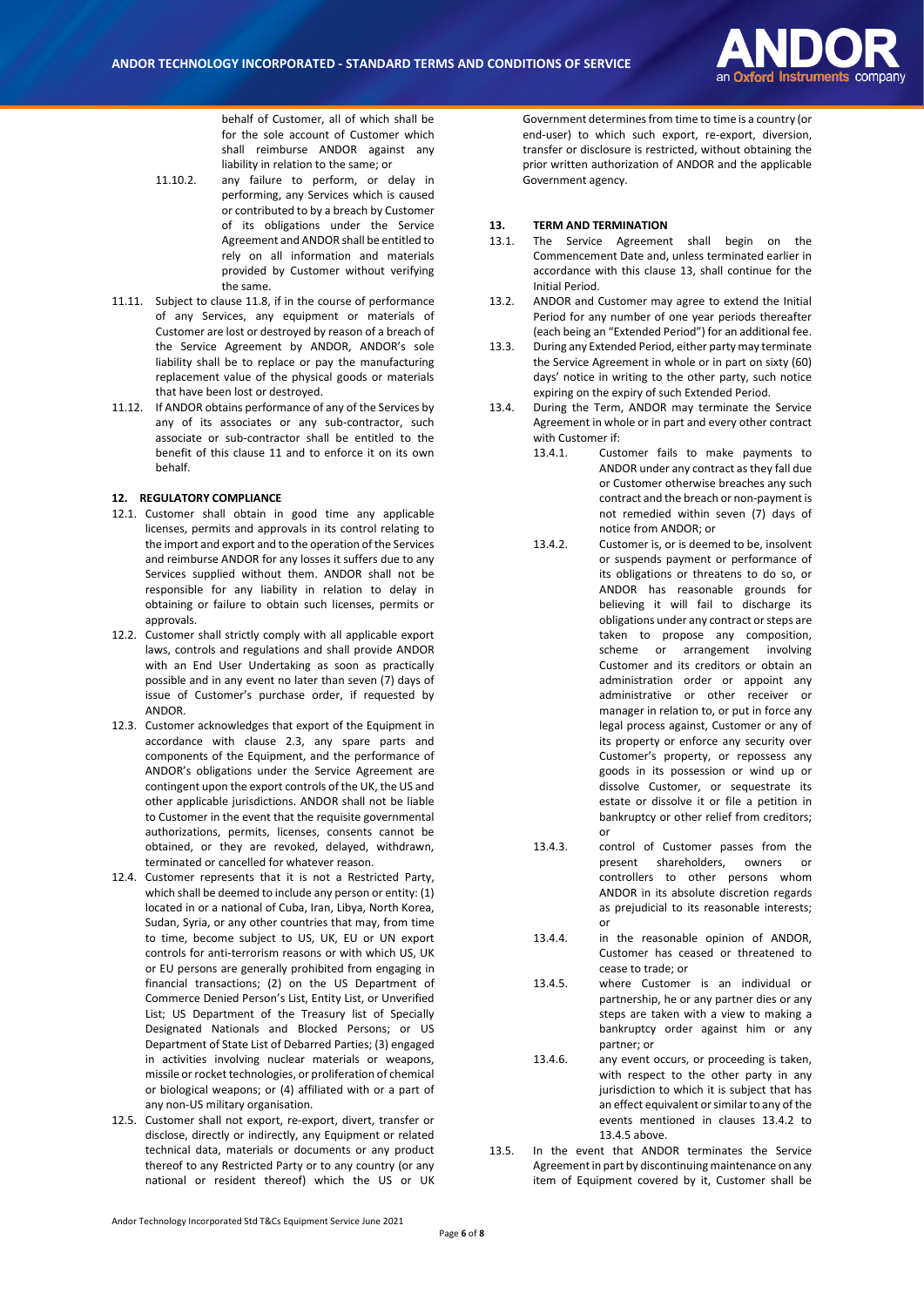behalf of Customer, all of which shall be for the sole account of Customer which shall reimburse ANDOR against any liability in relation to the same; or

11.10.2. any failure to perform, or delay in performing, any Services which is caused or contributed to by a breach by Customer of its obligations under the Service Agreement and ANDOR shall be entitled to rely on all information and materials provided by Customer without verifying the same.

11.11. Subject to clause 11.8, if in the course of performance of any Services, any equipment or materials of Customer are lost or destroyed by reason of a breach of the Service Agreement by ANDOR, ANDOR's sole liability shall be to replace or pay the manufacturing replacement value of the physical goods or materials that have been lost or destroyed.

11.12. If ANDOR obtains performance of any of the Services by any of its associates or any sub-contractor, such associate or sub-contractor shall be entitled to the benefit of this clause 11 and to enforce it on its own behalf.

## 12. REGULATORY COMPLIANCE

12.1. Customer shall obtain in good time any applicable licenses, permits and approvals in its control relating to the import and export and to the operation of the Services and reimburse ANDOR for any losses it suffers due to any Services supplied without them. ANDOR shall not be responsible for any liability in relation to delay in obtaining or failure to obtain such licenses, permits or approvals.

12.2. Customer shall strictly comply with all applicable export laws, controls and regulations and shall provide ANDOR with an End User Undertaking as soon as practically possible and in any event no later than seven (7) days of issue of Customer's purchase order, if requested by ANDOR.

12.3. Customer acknowledges that export of the Equipment in accordance with clause 2.3, any spare parts and components of the Equipment, and the performance of ANDOR's obligations under the Service Agreement are contingent upon the export controls of the UK, the US and other applicable jurisdictions. ANDOR shall not be liable to Customer in the event that the requisite governmental authorizations, permits, licenses, consents cannot be obtained, or they are revoked, delayed, withdrawn, terminated or cancelled for whatever reason.

12.4. Customer represents that it is not a Restricted Party, which shall be deemed to include any person or entity: (1) located in or a national of Cuba, Iran, Libya, North Korea, Sudan, Syria, or any other countries that may, from time to time, become subject to US, UK, EU or UN export controls for anti-terrorism reasons or with which US, UK or EU persons are generally prohibited from engaging in financial transactions; (2) on the US Department of Commerce Denied Person's List, Entity List, or Unverified List; US Department of the Treasury list of Specially Designated Nationals and Blocked Persons; or US Department of State List of Debarred Parties; (3) engaged in activities involving nuclear materials or weapons, missile or rocket technologies, or proliferation of chemical or biological weapons; or (4) affiliated with or a part of any non-US military organisation.

12.5. Customer shall not export, re-export, divert, transfer or disclose, directly or indirectly, any Equipment or related technical data, materials or documents or any product thereof to any Restricted Party or to any country (or any national or resident thereof) which the US or UK Government determines from time to time is a country (or end-user) to which such export, re-export, diversion, transfer or disclosure is restricted, without obtaining the prior written authorization of ANDOR and the applicable Government agency.

## 13. TERM AND TERMINATION

13.1. The Service Agreement shall begin on the Commencement Date and, unless terminated earlier in accordance with this clause 13, shall continue for the Initial Period.

13.2. ANDOR and Customer may agree to extend the Initial Period for any number of one year periods thereafter (each being an "Extended Period") for an additional fee.

13.3. During any Extended Period, either party may terminate the Service Agreement in whole or in part on sixty (60) days' notice in writing to the other party, such notice expiring on the expiry of such Extended Period.

13.4. During the Term, ANDOR may terminate the Service Agreement in whole or in part and every other contract with Customer if:

13.4.1. Customer fails to make payments to ANDOR under any contract as they fall due or Customer otherwise breaches any such contract and the breach or non-payment is not remedied within seven (7) days of notice from ANDOR; or

13.4.2. Customer is, or is deemed to be, insolvent or suspends payment or performance of its obligations or threatens to do so, or ANDOR has reasonable grounds for believing it will fail to discharge its obligations under any contract or steps are taken to propose any composition, scheme or arrangement involving Customer and its creditors or obtain an administration order or appoint any administrative or other receiver or manager in relation to, or put in force any legal process against, Customer or any of its property or enforce any security over Customer's property, or repossess any goods in its possession or wind up or dissolve Customer, or sequestrate its estate or dissolve it or file a petition in bankruptcy or other relief from creditors; or

13.4.3. control of Customer passes from the present shareholders, owners or controllers to other persons whom ANDOR in its absolute discretion regards as prejudicial to its reasonable interests; or

13.4.4. in the reasonable opinion of ANDOR, Customer has ceased or threatened to cease to trade; or

13.4.5. where Customer is an individual or partnership, he or any partner dies or any steps are taken with a view to making a bankruptcy order against him or any partner; or

13.4.6. any event occurs, or proceeding is taken, with respect to the other party in any jurisdiction to which it is subject that has an effect equivalent or similar to any of the events mentioned in clauses 13.4.2 to 13.4.5 above.

13.5. In the event that ANDOR terminates the Service Agreement in part by discontinuing maintenance on any item of Equipment covered by it, Customer shall be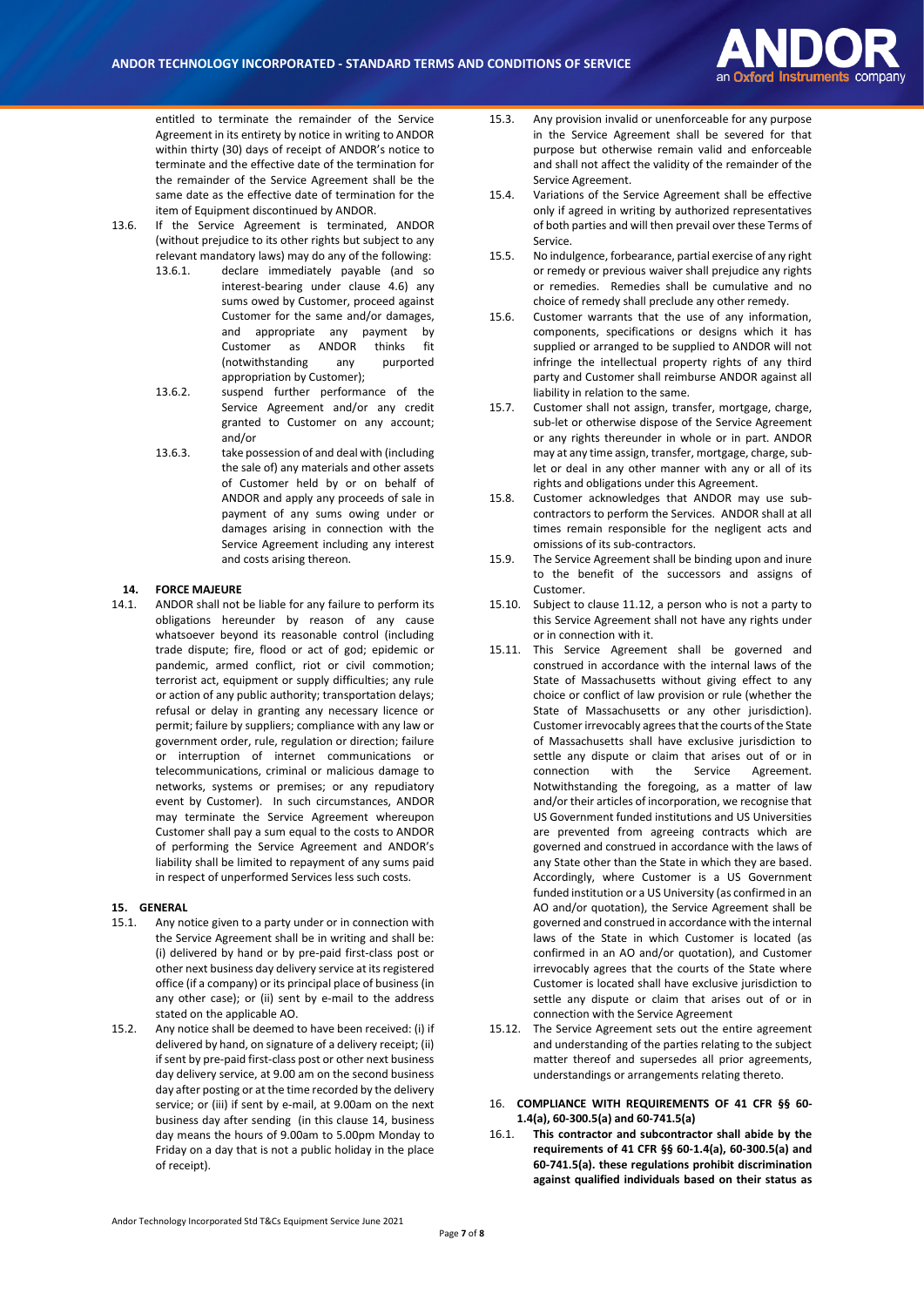entitled to terminate the remainder of the Service Agreement in its entirety by notice in writing to ANDOR within thirty (30) days of receipt of ANDOR's notice to terminate and the effective date of the termination for the remainder of the Service Agreement shall be the same date as the effective date of termination for the item of Equipment discontinued by ANDOR.

13.6. If the Service Agreement is terminated, ANDOR (without prejudice to its other rights but subject to any relevant mandatory laws) may do any of the following:

13.6.1. declare immediately payable (and so interest-bearing under clause 4.6) any sums owed by Customer, proceed against Customer for the same and/or damages, and appropriate any payment by Customer as ANDOR thinks fit (notwithstanding any purported appropriation by Customer);

13.6.2. suspend further performance of the Service Agreement and/or any credit granted to Customer on any account; and/or

13.6.3. take possession of and deal with (including the sale of) any materials and other assets of Customer held by or on behalf of ANDOR and apply any proceeds of sale in payment of any sums owing under or damages arising in connection with the Service Agreement including any interest and costs arising thereon.

## 14. FORCE MAJEURE

14.1. ANDOR shall not be liable for any failure to perform its obligations hereunder by reason of any cause whatsoever beyond its reasonable control (including trade dispute; fire, flood or act of god; epidemic or pandemic, armed conflict, riot or civil commotion; terrorist act, equipment or supply difficulties; any rule or action of any public authority; transportation delays; refusal or delay in granting any necessary licence or permit; failure by suppliers; compliance with any law or government order, rule, regulation or direction; failure or interruption of internet communications or telecommunications, criminal or malicious damage to networks, systems or premises; or any repudiatory event by Customer). In such circumstances, ANDOR may terminate the Service Agreement whereupon Customer shall pay a sum equal to the costs to ANDOR of performing the Service Agreement and ANDOR's liability shall be limited to repayment of any sums paid in respect of unperformed Services less such costs.

## 15. GENERAL

15.1. Any notice given to a party under or in connection with the Service Agreement shall be in writing and shall be: (i) delivered by hand or by pre-paid first-class post or other next business day delivery service at its registered office (if a company) or its principal place of business (in any other case); or (ii) sent by e-mail to the address stated on the applicable AO.

15.2. Any notice shall be deemed to have been received: (i) if delivered by hand, on signature of a delivery receipt; (ii) if sent by pre-paid first-class post or other next business day delivery service, at 9.00 am on the second business day after posting or at the time recorded by the delivery service; or (iii) if sent by e-mail, at 9.00am on the next business day after sending (in this clause 14, business day means the hours of 9.00am to 5.00pm Monday to Friday on a day that is not a public holiday in the place of receipt).

15.3. Any provision invalid or unenforceable for any purpose in the Service Agreement shall be severed for that purpose but otherwise remain valid and enforceable and shall not affect the validity of the remainder of the Service Agreement.

15.4. Variations of the Service Agreement shall be effective only if agreed in writing by authorized representatives of both parties and will then prevail over these Terms of Service.

15.5. No indulgence, forbearance, partial exercise of any right or remedy or previous waiver shall prejudice any rights or remedies. Remedies shall be cumulative and no choice of remedy shall preclude any other remedy.

15.6. Customer warrants that the use of any information, components, specifications or designs which it has supplied or arranged to be supplied to ANDOR will not infringe the intellectual property rights of any third party and Customer shall reimburse ANDOR against all liability in relation to the same.

15.7. Customer shall not assign, transfer, mortgage, charge, sub-let or otherwise dispose of the Service Agreement or any rights thereunder in whole or in part. ANDOR may at any time assign, transfer, mortgage, charge, sub-let or deal in any other manner with any or all of its rights and obligations under this Agreement.

15.8. Customer acknowledges that ANDOR may use sub-contractors to perform the Services. ANDOR shall at all times remain responsible for the negligent acts and omissions of its sub-contractors.

15.9. The Service Agreement shall be binding upon and inure to the benefit of the successors and assigns of Customer.

15.10. Subject to clause 11.12, a person who is not a party to this Service Agreement shall not have any rights under or in connection with it.

15.11. This Service Agreement shall be governed and construed in accordance with the internal laws of the State of Massachusetts without giving effect to any choice or conflict of law provision or rule (whether the State of Massachusetts or any other jurisdiction). Customer irrevocably agrees that the courts of the State of Massachusetts shall have exclusive jurisdiction to settle any dispute or claim that arises out of or in connection with the Service Agreement. Notwithstanding the foregoing, as a matter of law and/or their articles of incorporation, we recognise that US Government funded institutions and US Universities are prevented from agreeing contracts which are governed and construed in accordance with the laws of any State other than the State in which they are based. Accordingly, where Customer is a US Government funded institution or a US University (as confirmed in an AO and/or quotation), the Service Agreement shall be governed and construed in accordance with the internal laws of the State in which Customer is located (as confirmed in an AO and/or quotation), and Customer irrevocably agrees that the courts of the State where Customer is located shall have exclusive jurisdiction to settle any dispute or claim that arises out of or in connection with the Service Agreement

15.12. The Service Agreement sets out the entire agreement and understanding of the parties relating to the subject matter thereof and supersedes all prior agreements, understandings or arrangements relating thereto.

## 16. COMPLIANCE WITH REQUIREMENTS OF 41 CFR §§ 60-1.4(a), 60-300.5(a) and 60-741.5(a)

16.1. **This contractor and subcontractor shall abide by the requirements of 41 CFR §§ 60-1.4(a), 60-300.5(a) and 60-741.5(a). these regulations prohibit discrimination against qualified individuals based on their status as**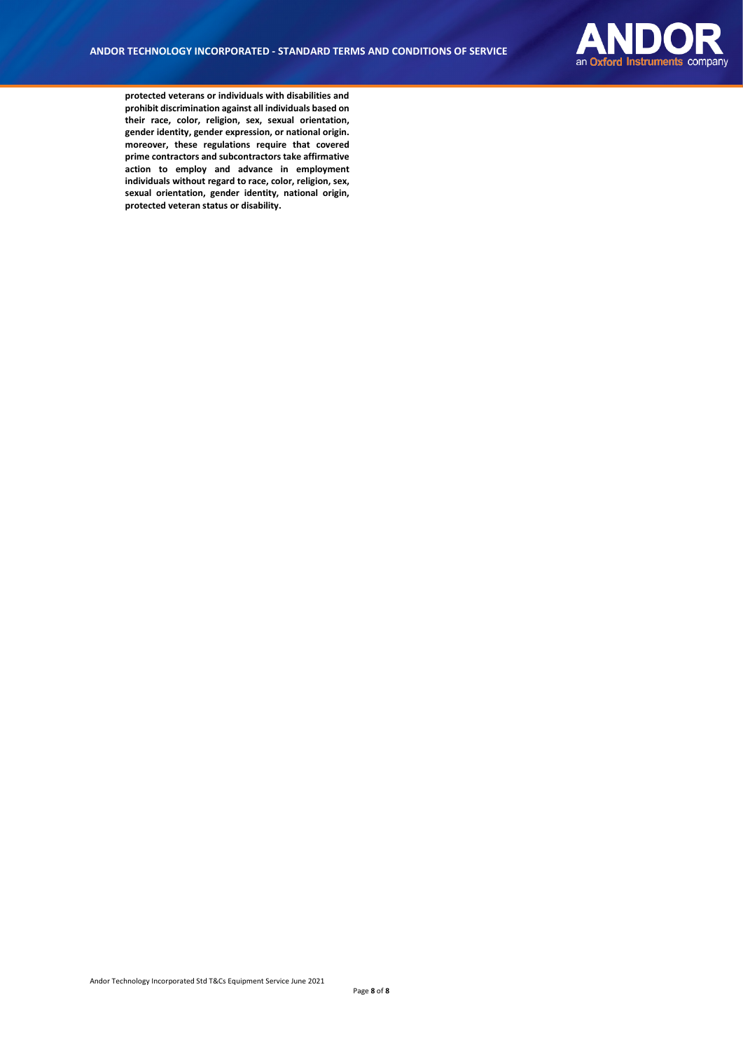**protected veterans or individuals with disabilities and prohibit discrimination against all individuals based on their race, color, religion, sex, sexual orientation, gender identity, gender expression, or national origin. moreover, these regulations require that covered prime contractors and subcontractors take affirmative action to employ and advance in employment individuals without regard to race, color, religion, sex, sexual orientation, gender identity, national origin, protected veteran status or disability.**